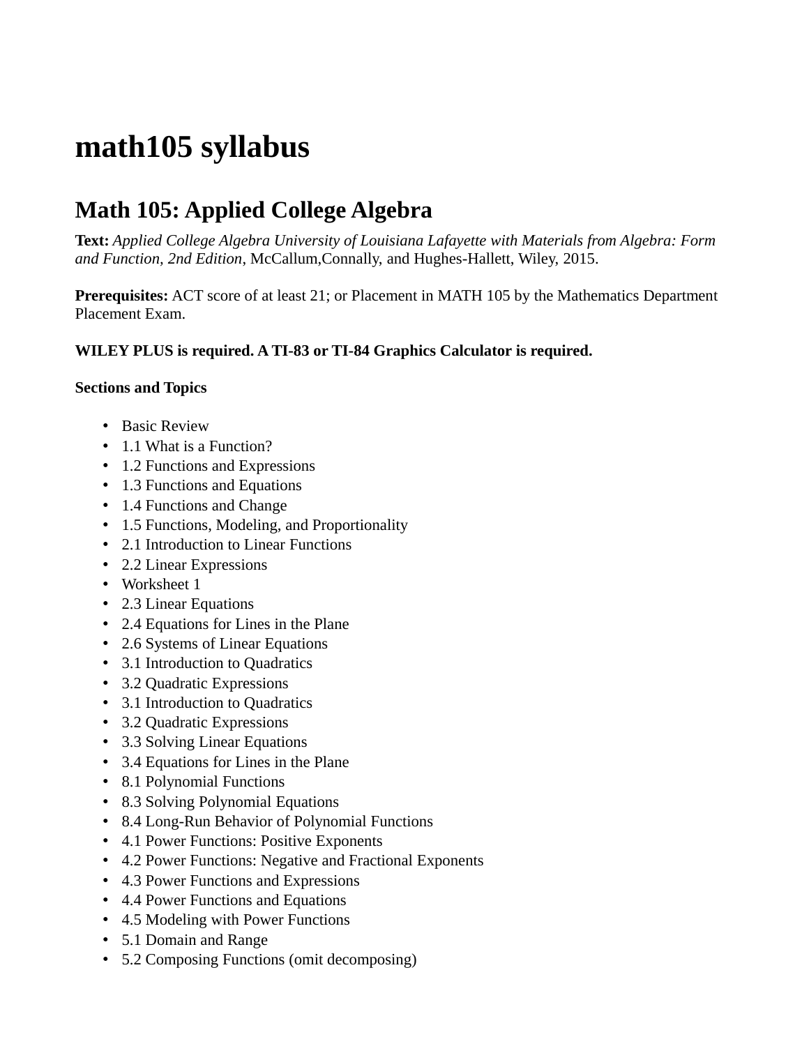# math105 syllabus

## Math 105: Applied College Algebra

**Text:** *Applied College Algebra University of Louisiana Lafayette with Materials from Algebra: Form and Function, 2nd Edition*, McCallum,Connally, and Hughes-Hallett, Wiley, 2015.

**Prerequisites:** ACT score of at least 21; or Placement in MATH 105 by the Mathematics Department Placement Exam.

**WILEY PLUS is required. A TI-83 or TI-84 Graphics Calculator is required.**

**Sections and Topics**

- Basic Review
- 1.1 What is a Function?
- 1.2 Functions and Expressions
- 1.3 Functions and Equations
- 1.4 Functions and Change
- 1.5 Functions, Modeling, and Proportionality
- 2.1 Introduction to Linear Functions
- 2.2 Linear Expressions
- Worksheet 1
- 2.3 Linear Equations
- 2.4 Equations for Lines in the Plane
- 2.6 Systems of Linear Equations
- 3.1 Introduction to Quadratics
- 3.2 Quadratic Expressions
- 3.1 Introduction to Quadratics
- 3.2 Quadratic Expressions
- 3.3 Solving Linear Equations
- 3.4 Equations for Lines in the Plane
- 8.1 Polynomial Functions
- 8.3 Solving Polynomial Equations
- 8.4 Long-Run Behavior of Polynomial Functions
- 4.1 Power Functions: Positive Exponents
- 4.2 Power Functions: Negative and Fractional Exponents
- 4.3 Power Functions and Expressions
- 4.4 Power Functions and Equations
- 4.5 Modeling with Power Functions
- 5.1 Domain and Range
- 5.2 Composing Functions (omit decomposing)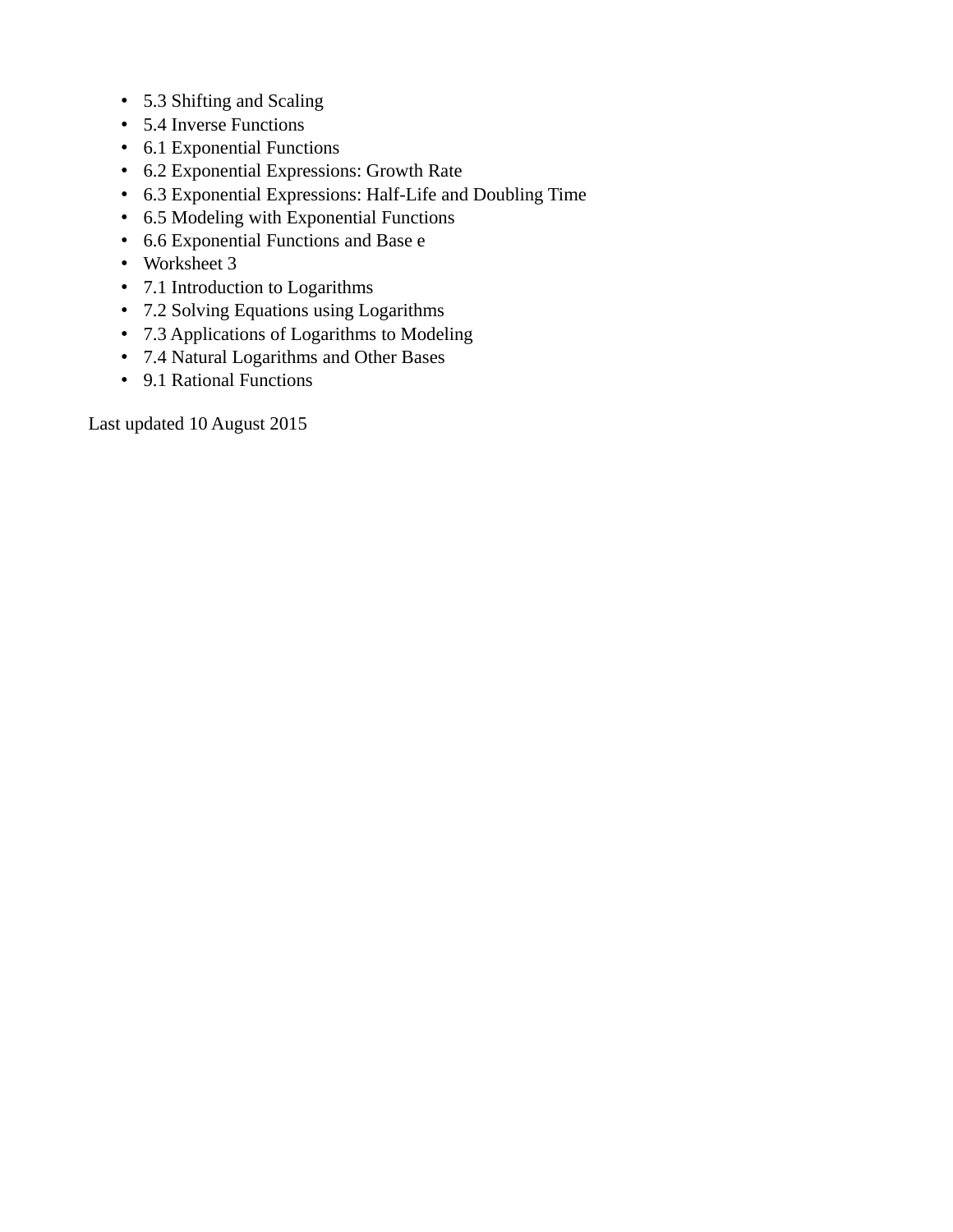- 5.3 Shifting and Scaling
- 5.4 Inverse Functions
- 6.1 Exponential Functions
- 6.2 Exponential Expressions: Growth Rate
- 6.3 Exponential Expressions: Half-Life and Doubling Time
- 6.5 Modeling with Exponential Functions
- 6.6 Exponential Functions and Base e
- Worksheet 3
- 7.1 Introduction to Logarithms
- 7.2 Solving Equations using Logarithms
- 7.3 Applications of Logarithms to Modeling
- 7.4 Natural Logarithms and Other Bases
- 9.1 Rational Functions

Last updated 10 August 2015